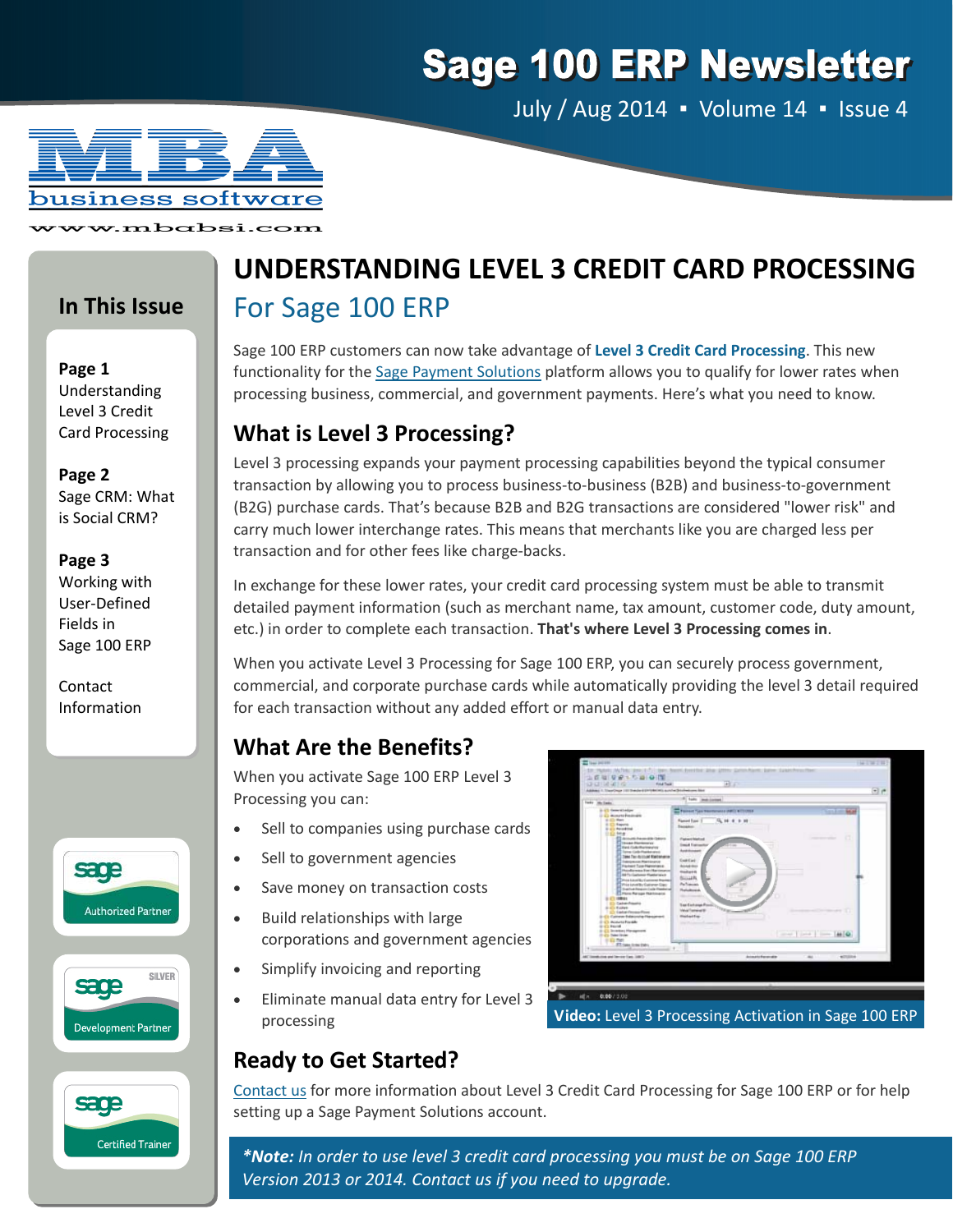# Sage 100 ERP Newsletter

July / Aug 2014 ▪ Volume 14 ▪ Issue 4

MBA business software

www.mbabsi.com

## In This Issue

**Page 1**
Understanding Level 3 Credit Card Processing

**Page 2**
Sage CRM: What is Social CRM?

**Page 3**
Working with User-Defined Fields in Sage 100 ERP

Contact Information

sage Authorized Partner

sage SILVER Development Partner

sage Certified Trainer

# UNDERSTANDING LEVEL 3 CREDIT CARD PROCESSING

## For Sage 100 ERP

Sage 100 ERP customers can now take advantage of **Level 3 Credit Card Processing**. This new functionality for the Sage Payment Solutions platform allows you to qualify for lower rates when processing business, commercial, and government payments. Here's what you need to know.

## What is Level 3 Processing?

Level 3 processing expands your payment processing capabilities beyond the typical consumer transaction by allowing you to process business-to-business (B2B) and business-to-government (B2G) purchase cards. That's because B2B and B2G transactions are considered "lower risk" and carry much lower interchange rates. This means that merchants like you are charged less per transaction and for other fees like charge-backs.

In exchange for these lower rates, your credit card processing system must be able to transmit detailed payment information (such as merchant name, tax amount, customer code, duty amount, etc.) in order to complete each transaction. **That's where Level 3 Processing comes in**.

When you activate Level 3 Processing for Sage 100 ERP, you can securely process government, commercial, and corporate purchase cards while automatically providing the level 3 detail required for each transaction without any added effort or manual data entry.

## What Are the Benefits?

When you activate Sage 100 ERP Level 3 Processing you can:

- Sell to companies using purchase cards
- Sell to government agencies
- Save money on transaction costs
- Build relationships with large corporations and government agencies
- Simplify invoicing and reporting
- Eliminate manual data entry for Level 3 processing

**Video:** Level 3 Processing Activation in Sage 100 ERP

## Ready to Get Started?

Contact us for more information about Level 3 Credit Card Processing for Sage 100 ERP or for help setting up a Sage Payment Solutions account.

***Note:** *In order to use level 3 credit card processing you must be on Sage 100 ERP Version 2013 or 2014. Contact us if you need to upgrade.*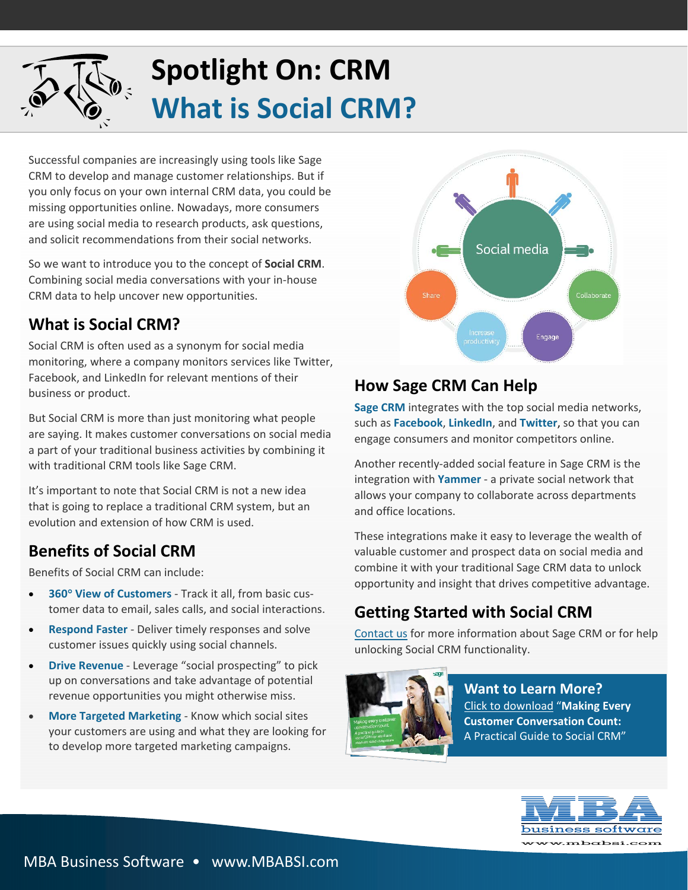# Spotlight On: CRM
## What is Social CRM?

Successful companies are increasingly using tools like Sage CRM to develop and manage customer relationships. But if you only focus on your own internal CRM data, you could be missing opportunities online. Nowadays, more consumers are using social media to research products, ask questions, and solicit recommendations from their social networks.

So we want to introduce you to the concept of **Social CRM**. Combining social media conversations with your in-house CRM data to help uncover new opportunities.

Social media

Share

Collaborate

Increase productivity

Engage

## What is Social CRM?

Social CRM is often used as a synonym for social media monitoring, where a company monitors services like Twitter, Facebook, and LinkedIn for relevant mentions of their business or product.

But Social CRM is more than just monitoring what people are saying. It makes customer conversations on social media a part of your traditional business activities by combining it with traditional CRM tools like Sage CRM.

It's important to note that Social CRM is not a new idea that is going to replace a traditional CRM system, but an evolution and extension of how CRM is used.

## Benefits of Social CRM

Benefits of Social CRM can include:

- **360° View of Customers** - Track it all, from basic customer data to email, sales calls, and social interactions.
- **Respond Faster** - Deliver timely responses and solve customer issues quickly using social channels.
- **Drive Revenue** - Leverage "social prospecting" to pick up on conversations and take advantage of potential revenue opportunities you might otherwise miss.
- **More Targeted Marketing** - Know which social sites your customers are using and what they are looking for to develop more targeted marketing campaigns.

## How Sage CRM Can Help

**Sage CRM** integrates with the top social media networks, such as **Facebook**, **LinkedIn**, and **Twitter**, so that you can engage consumers and monitor competitors online.

Another recently-added social feature in Sage CRM is the integration with **Yammer** - a private social network that allows your company to collaborate across departments and office locations.

These integrations make it easy to leverage the wealth of valuable customer and prospect data on social media and combine it with your traditional Sage CRM data to unlock opportunity and insight that drives competitive advantage.

## Getting Started with Social CRM

Contact us for more information about Sage CRM or for help unlocking Social CRM functionality.

### Want to Learn More?

Click to download "**Making Every Customer Conversation Count:** A Practical Guide to Social CRM"

MBA business software
www.mbabsi.com

MBA Business Software • www.MBABSI.com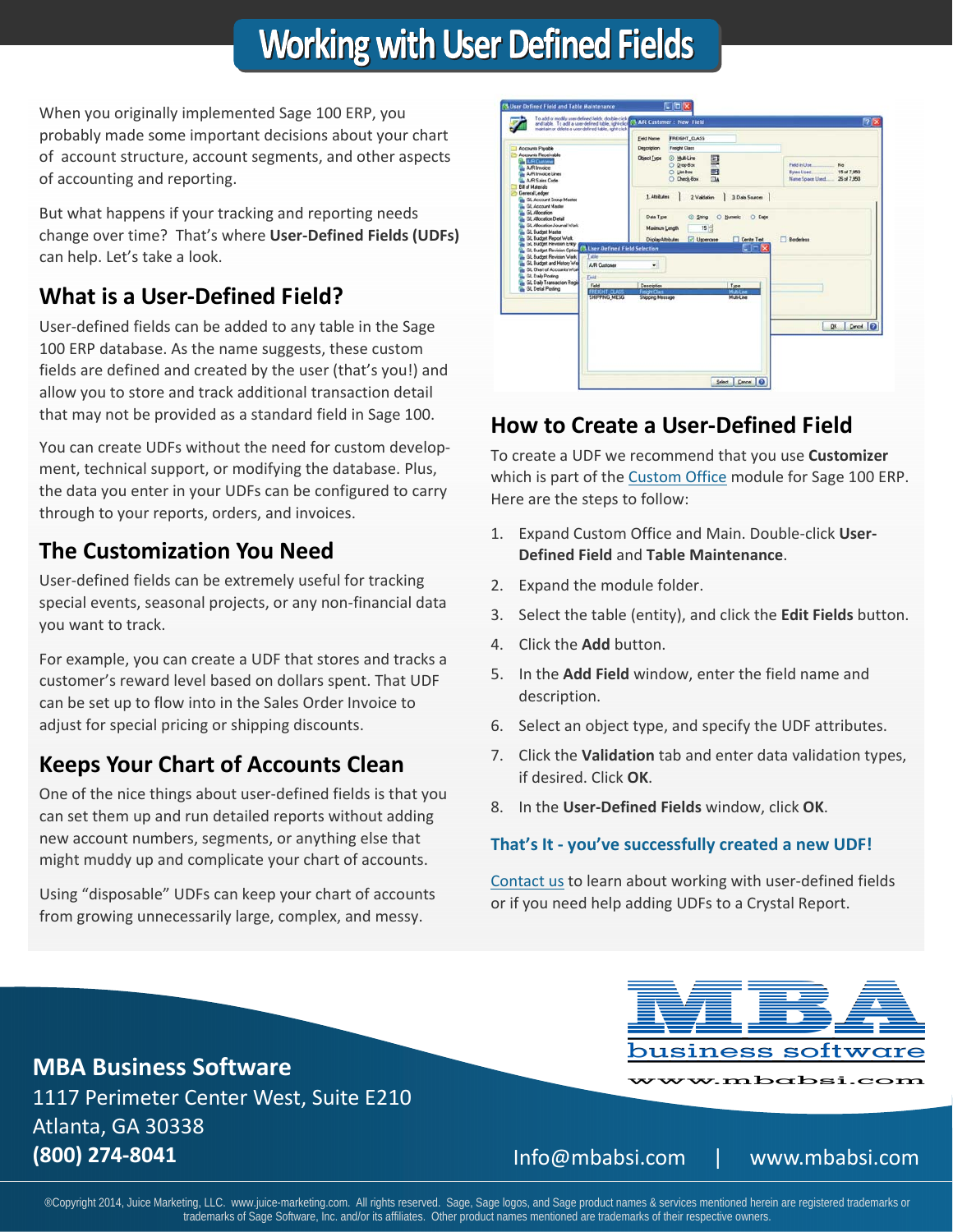# Working with User Defined Fields

When you originally implemented Sage 100 ERP, you probably made some important decisions about your chart of account structure, account segments, and other aspects of accounting and reporting.

But what happens if your tracking and reporting needs change over time? That's where **User-Defined Fields (UDFs)** can help. Let's take a look.

## What is a User-Defined Field?

User-defined fields can be added to any table in the Sage 100 ERP database. As the name suggests, these custom fields are defined and created by the user (that's you!) and allow you to store and track additional transaction detail that may not be provided as a standard field in Sage 100.

You can create UDFs without the need for custom development, technical support, or modifying the database. Plus, the data you enter in your UDFs can be configured to carry through to your reports, orders, and invoices.

## The Customization You Need

User-defined fields can be extremely useful for tracking special events, seasonal projects, or any non-financial data you want to track.

For example, you can create a UDF that stores and tracks a customer's reward level based on dollars spent. That UDF can be set up to flow into the Sales Order Invoice to adjust for special pricing or shipping discounts.

## Keeps Your Chart of Accounts Clean

One of the nice things about user-defined fields is that you can set them up and run detailed reports without adding new account numbers, segments, or anything else that might muddy up and complicate your chart of accounts.

Using "disposable" UDFs can keep your chart of accounts from growing unnecessarily large, complex, and messy.

## How to Create a User-Defined Field

To create a UDF we recommend that you use **Customizer** which is part of the Custom Office module for Sage 100 ERP. Here are the steps to follow:

1. Expand Custom Office and Main. Double-click **User-Defined Field** and **Table Maintenance**.
2. Expand the module folder.
3. Select the table (entity), and click the **Edit Fields** button.
4. Click the **Add** button.
5. In the **Add Field** window, enter the field name and description.
6. Select an object type, and specify the UDF attributes.
7. Click the **Validation** tab and enter data validation types, if desired. Click **OK**.
8. In the **User-Defined Fields** window, click **OK**.

**That's It - you've successfully created a new UDF!**

Contact us to learn about working with user-defined fields or if you need help adding UDFs to a Crystal Report.

**MBA Business Software**
1117 Perimeter Center West, Suite E210
Atlanta, GA 30338
**(800) 274-8041**

MBA business software
www.mbabsi.com

Info@mbabsi.com | www.mbabsi.com

®Copyright 2014, Juice Marketing, LLC. www.juice-marketing.com. All rights reserved. Sage, Sage logos, and Sage product names & services mentioned herein are registered trademarks or trademarks of Sage Software, Inc. and/or its affiliates. Other product names mentioned are trademarks of their respective owners.